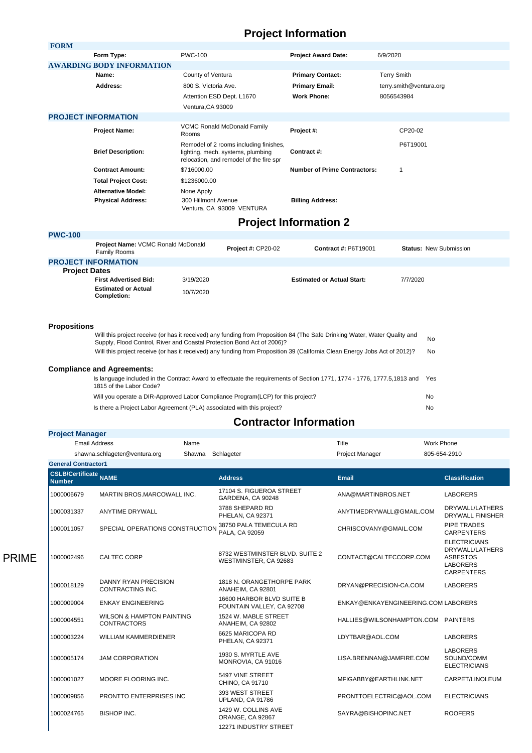# Project Information

## FORM

| | | | |
|---|---|---|---|
| **Form Type:** | PWC-100 | **Project Award Date:** | 6/9/2020 |

## AWARDING BODY INFORMATION

| | | | |
|---|---|---|---|
| **Name:** | County of Ventura | **Primary Contact:** | Terry Smith |
| **Address:** | 800 S. Victoria Ave. | **Primary Email:** | terry.smith@ventura.org |
| | Attention ESD Dept. L1670 | **Work Phone:** | 8056543984 |
| | Ventura,CA 93009 | | |

## PROJECT INFORMATION

| | | | |
|---|---|---|---|
| **Project Name:** | VCMC Ronald McDonald Family Rooms | **Project #:** | CP20-02 |
| **Brief Description:** | Remodel of 2 rooms including finishes, lighting, mech. systems, plumbing relocation, and remodel of the fire spr | **Contract #:** | P6T19001 |
| **Contract Amount:** | $716000.00 | **Number of Prime Contractors:** | 1 |
| **Total Project Cost:** | $1236000.00 | | |
| **Alternative Model:** | None Apply | | |
| **Physical Address:** | 300 Hillmont Avenue Ventura, CA 93009 VENTURA | **Billing Address:** | |

# Project Information 2

## PWC-100

**Project Name:** VCMC Ronald McDonald Family Rooms | **Project #:** CP20-02 | **Contract #:** P6T19001 | **Status:** New Submission

## PROJECT INFORMATION

### Project Dates

| | | | |
|---|---|---|---|
| **First Advertised Bid:** | 3/19/2020 | **Estimated or Actual Start:** | 7/7/2020 |
| **Estimated or Actual Completion:** | 10/7/2020 | | |

### Propositions

| | |
|---|---|
| Will this project receive (or has it received) any funding from Proposition 84 (The Safe Drinking Water, Water Quality and Supply, Flood Control, River and Coastal Protection Bond Act of 2006)? | No |
| Will this project receive (or has it received) any funding from Proposition 39 (California Clean Energy Jobs Act of 2012)? | No |

### Compliance and Agreements:

| | |
|---|---|
| Is language included in the Contract Award to effectuate the requirements of Section 1771, 1774 - 1776, 1777.5,1813 and 1815 of the Labor Code? | Yes |
| Will you operate a DIR-Approved Labor Compliance Program(LCP) for this project? | No |
| Is there a Project Labor Agreement (PLA) associated with this project? | No |

# Contractor Information

## Project Manager

| Email Address | Name | Title | Work Phone |
|---|---|---|---|
| shawna.schlageter@ventura.org | Shawna Schlageter | Project Manager | 805-654-2910 |

## General Contractor1

PRIME

| CSLB/Certificate Number | NAME | Address | Email | Classification |
|---|---|---|---|---|
| 1000006679 | MARTIN BROS.MARCOWALL INC. | 17104 S. FIGUEROA STREET GARDENA, CA 90248 | ANA@MARTINBROS.NET | LABORERS |
| 1000031337 | ANYTIME DRYWALL | 3788 SHEPARD RD PHELAN, CA 92371 | ANYTIMEDRYWALL@GMAIL.COM | DRYWALL/LATHERS DRYWALL FINISHER |
| 1000011057 | SPECIAL OPERATIONS CONSTRUCTION | 38750 PALA TEMECULA RD PALA, CA 92059 | CHRISCOVANY@GMAIL.COM | PIPE TRADES CARPENTERS |
| 1000002496 | CALTEC CORP | 8732 WESTMINSTER BLVD. SUITE 2 WESTMINSTER, CA 92683 | CONTACT@CALTECCORP.COM | ELECTRICIANS DRYWALL/LATHERS ASBESTOS LABORERS CARPENTERS |
| 1000018129 | DANNY RYAN PRECISION CONTRACTING INC. | 1818 N. ORANGETHORPE PARK ANAHEIM, CA 92801 | DRYAN@PRECISION-CA.COM | LABORERS |
| 1000009004 | ENKAY ENGINEERING | 16600 HARBOR BLVD SUITE B FOUNTAIN VALLEY, CA 92708 | ENKAY@ENKAYENGINEERING.COM | LABORERS |
| 1000004551 | WILSON & HAMPTON PAINTING CONTRACTORS | 1524 W. MABLE STREET ANAHEIM, CA 92802 | HALLIES@WILSONHAMPTON.COM | PAINTERS |
| 1000003224 | WILLIAM KAMMERDIENER | 6625 MARICOPA RD PHELAN, CA 92371 | LDYTBAR@AOL.COM | LABORERS |
| 1000005174 | JAM CORPORATION | 1930 S. MYRTLE AVE MONROVIA, CA 91016 | LISA.BRENNAN@JAMFIRE.COM | LABORERS SOUND/COMM ELECTRICIANS |
| 1000001027 | MOORE FLOORING INC. | 5497 VINE STREET CHINO, CA 91710 | MFIGABBY@EARTHLINK.NET | CARPET/LINOLEUM |
| 1000009856 | PRONTTO ENTERPRISES INC | 393 WEST STREET UPLAND, CA 91786 | PRONTTOELECTRIC@AOL.COM | ELECTRICIANS |
| 1000024765 | BISHOP INC. | 1429 W. COLLINS AVE ORANGE, CA 92867 | SAYRA@BISHOPINC.NET | ROOFERS |
| | | 12271 INDUSTRY STREET | | |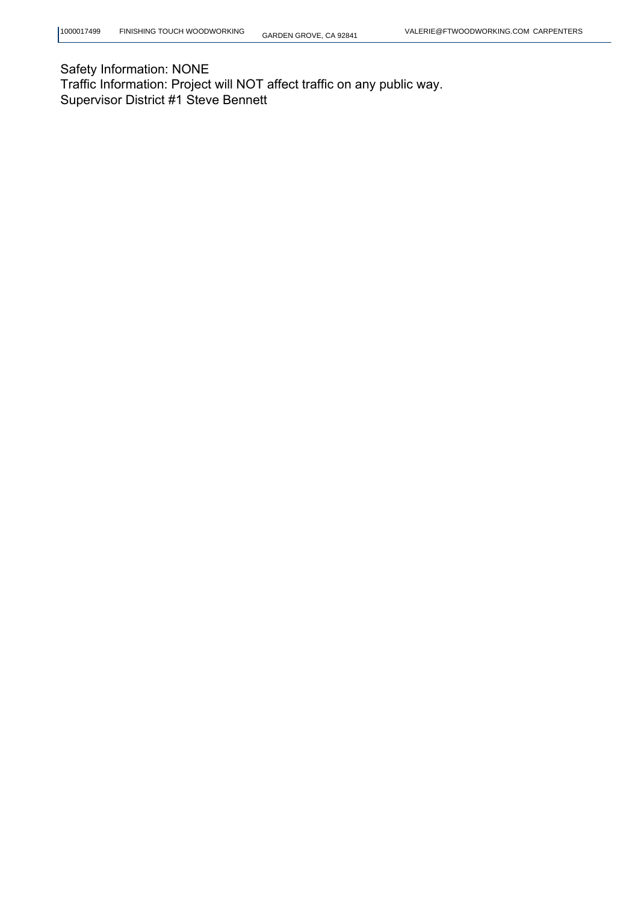| | | | | |
|---|---|---|---|---|
| 1000017499 | FINISHING TOUCH WOODWORKING | GARDEN GROVE, CA 92841 | VALERIE@FTWOODWORKING.COM | CARPENTERS |

Safety Information: NONE
Traffic Information: Project will NOT affect traffic on any public way.
Supervisor District #1 Steve Bennett